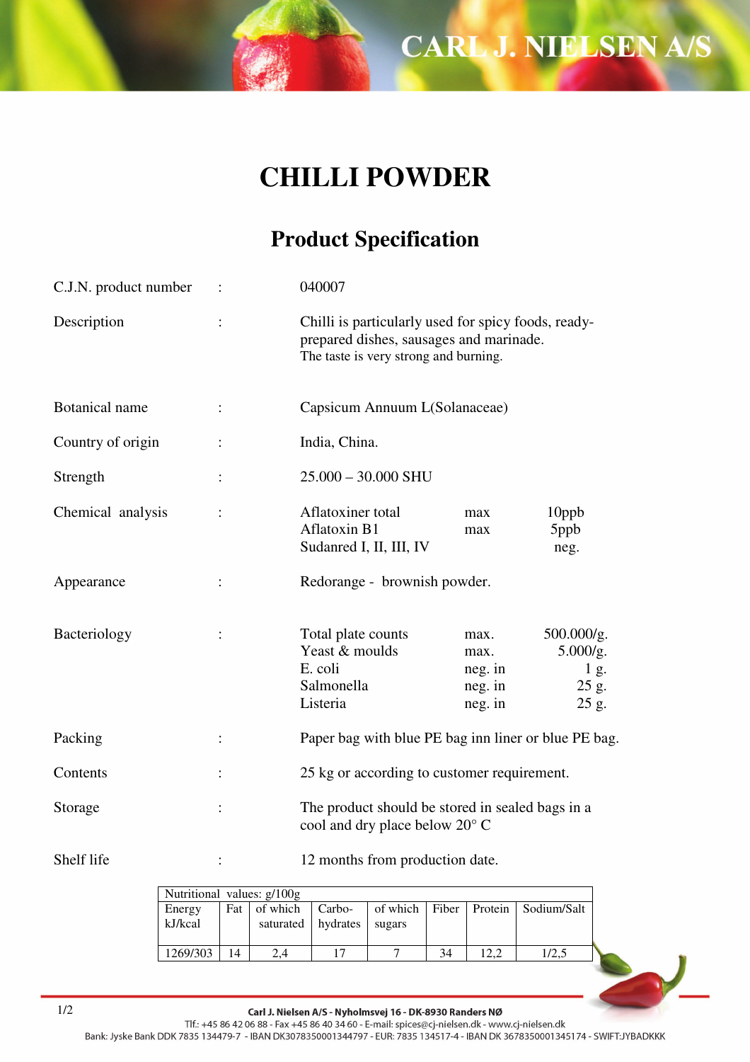CARL J. NIELSEN A/S

# CHILLI POWDER

## Product Specification

| | | | | |
|---|---|---|---|---|
| C.J.N. product number | : | 040007 | | |
| Description | : | Chilli is particularly used for spicy foods, ready-prepared dishes, sausages and marinade. The taste is very strong and burning. | | |
| Botanical name | : | Capsicum Annuum L(Solanaceae) | | |
| Country of origin | : | India, China. | | |
| Strength | : | 25.000 – 30.000 SHU | | |
| Chemical analysis | : | Aflatoxiner total | max | 10ppb |
| | | Aflatoxin B1 | max | 5ppb |
| | | Sudanred I, II, III, IV | | neg. |
| Appearance | : | Redorange - brownish powder. | | |
| Bacteriology | : | Total plate counts | max. | 500.000/g. |
| | | Yeast & moulds | max. | 5.000/g. |
| | | E. coli | neg. in | 1 g. |
| | | Salmonella | neg. in | 25 g. |
| | | Listeria | neg. in | 25 g. |
| Packing | : | Paper bag with blue PE bag inn liner or blue PE bag. | | |
| Contents | : | 25 kg or according to customer requirement. | | |
| Storage | : | The product should be stored in sealed bags in a cool and dry place below 20° C | | |
| Shelf life | : | 12 months from production date. | | |

| Nutritional values: g/100g | | | | | | | |
|---|---|---|---|---|---|---|---|
| Energy kJ/kcal | Fat | of which saturated | Carbo-hydrates | of which sugars | Fiber | Protein | Sodium/Salt |
| 1269/303 | 14 | 2,4 | 17 | 7 | 34 | 12,2 | 1/2,5 |

Carl J. Nielsen A/S - Nyholmsvej 16 - DK-8930 Randers NØ
Tlf.: +45 86 42 06 88 - Fax +45 86 40 34 60 - E-mail: spices@cj-nielsen.dk - www.cj-nielsen.dk
Bank: Jyske Bank DDK 7835 134479-7 - IBAN DK3078350001344797 - EUR: 7835 134517-4 - IBAN DK 3678350001345174 - SWIFT:JYBADKKK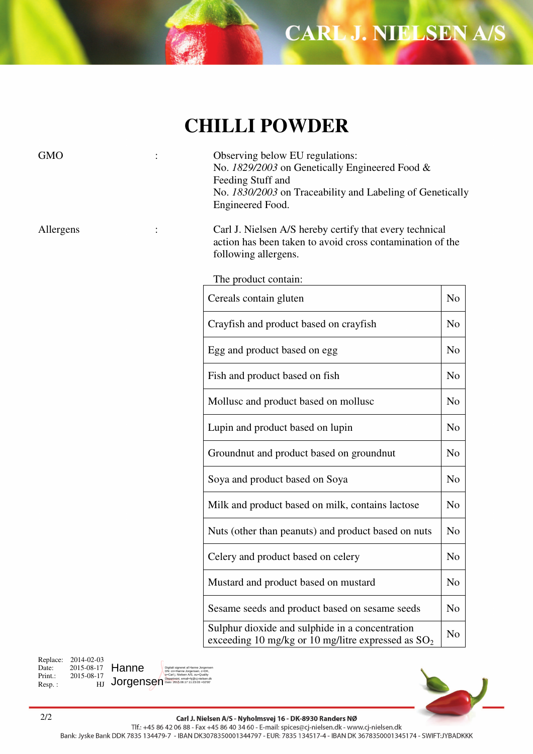# CHILLI POWDER

GMO : Observing below EU regulations:
No. *1829/2003* on Genetically Engineered Food & Feeding Stuff and
No. *1830/2003* on Traceability and Labeling of Genetically Engineered Food.

Allergens : Carl J. Nielsen A/S hereby certify that every technical action has been taken to avoid cross contamination of the following allergens.

The product contain:

| | |
|---|---|
| Cereals contain gluten | No |
| Crayfish and product based on crayfish | No |
| Egg and product based on egg | No |
| Fish and product based on fish | No |
| Mollusc and product based on mollusc | No |
| Lupin and product based on lupin | No |
| Groundnut and product based on groundnut | No |
| Soya and product based on Soya | No |
| Milk and product based on milk, contains lactose | No |
| Nuts (other than peanuts) and product based on nuts | No |
| Celery and product based on celery | No |
| Mustard and product based on mustard | No |
| Sesame seeds and product based on sesame seeds | No |
| Sulphur dioxide and sulphide in a concentration exceeding 10 mg/kg or 10 mg/litre expressed as $SO_2$ | No |

Replace: 2014-02-03
Date: 2015-08-17
Print.: 2015-08-17
Resp. : HJ

Hanne Jorgensen

Digitalt signeret af Hanne Jorgensen
DN: cn=Hanne Jorgensen, c=DK, o=Carl J. Nielsen A/S, ou=Quality Department, email=hj@cj-nielsen.dk
Dato: 2015.08.17 11:23:03 +02'00'

Carl J. Nielsen A/S - Nyholmsvej 16 - DK-8930 Randers NØ
Tlf.: +45 86 42 06 88 - Fax +45 86 40 34 60 - E-mail: spices@cj-nielsen.dk - www.cj-nielsen.dk
Bank: Jyske Bank DDK 7835 134479-7 - IBAN DK3078350001344797 - EUR: 7835 134517-4 - IBAN DK 3678350001345174 - SWIFT:JYBADKKK